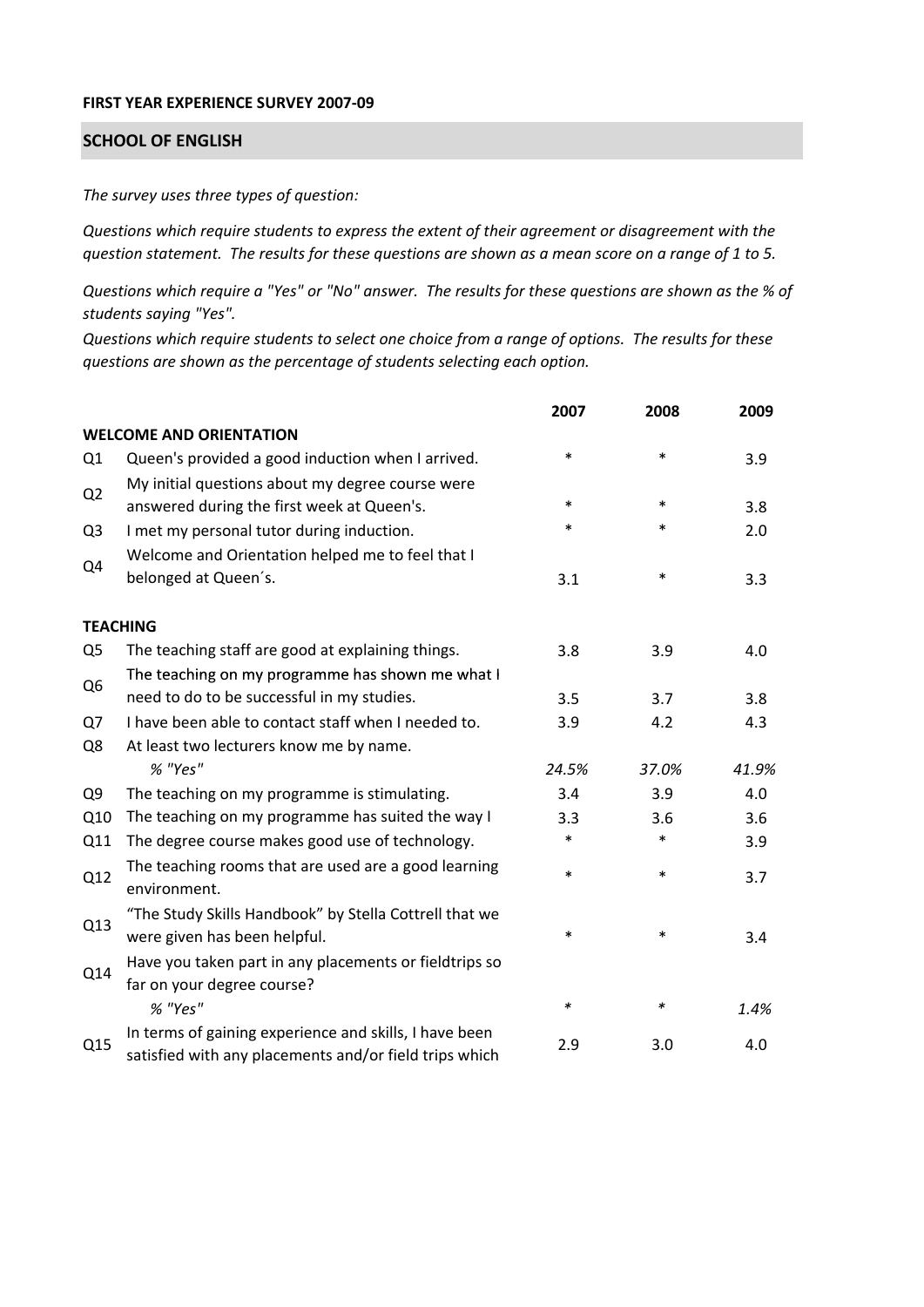**FIRST YEAR EXPERIENCE SURVEY 2007-09**

## SCHOOL OF ENGLISH

*The survey uses three types of question:*

*Questions which require students to express the extent of their agreement or disagreement with the question statement. The results for these questions are shown as a mean score on a range of 1 to 5.*

*Questions which require a "Yes" or "No" answer. The results for these questions are shown as the % of students saying "Yes".*

*Questions which require students to select one choice from a range of options. The results for these questions are shown as the percentage of students selecting each option.*

| | | 2007 | 2008 | 2009 |
|---|---|---|---|---|
| **WELCOME AND ORIENTATION** | | | | |
| Q1 | Queen's provided a good induction when I arrived. | * | * | 3.9 |
| Q2 | My initial questions about my degree course were answered during the first week at Queen's. | * | * | 3.8 |
| Q3 | I met my personal tutor during induction. | * | * | 2.0 |
| Q4 | Welcome and Orientation helped me to feel that I belonged at Queen´s. | 3.1 | * | 3.3 |
| **TEACHING** | | | | |
| Q5 | The teaching staff are good at explaining things. | 3.8 | 3.9 | 4.0 |
| Q6 | The teaching on my programme has shown me what I need to do to be successful in my studies. | 3.5 | 3.7 | 3.8 |
| Q7 | I have been able to contact staff when I needed to. | 3.9 | 4.2 | 4.3 |
| Q8 | At least two lecturers know me by name. | | | |
| | *% "Yes"* | *24.5%* | *37.0%* | *41.9%* |
| Q9 | The teaching on my programme is stimulating. | 3.4 | 3.9 | 4.0 |
| Q10 | The teaching on my programme has suited the way I | 3.3 | 3.6 | 3.6 |
| Q11 | The degree course makes good use of technology. | * | * | 3.9 |
| Q12 | The teaching rooms that are used are a good learning environment. | * | * | 3.7 |
| Q13 | "The Study Skills Handbook" by Stella Cottrell that we were given has been helpful. | * | * | 3.4 |
| Q14 | Have you taken part in any placements or fieldtrips so far on your degree course? | | | |
| | *% "Yes"* | * | * | *1.4%* |
| Q15 | In terms of gaining experience and skills, I have been satisfied with any placements and/or field trips which | 2.9 | 3.0 | 4.0 |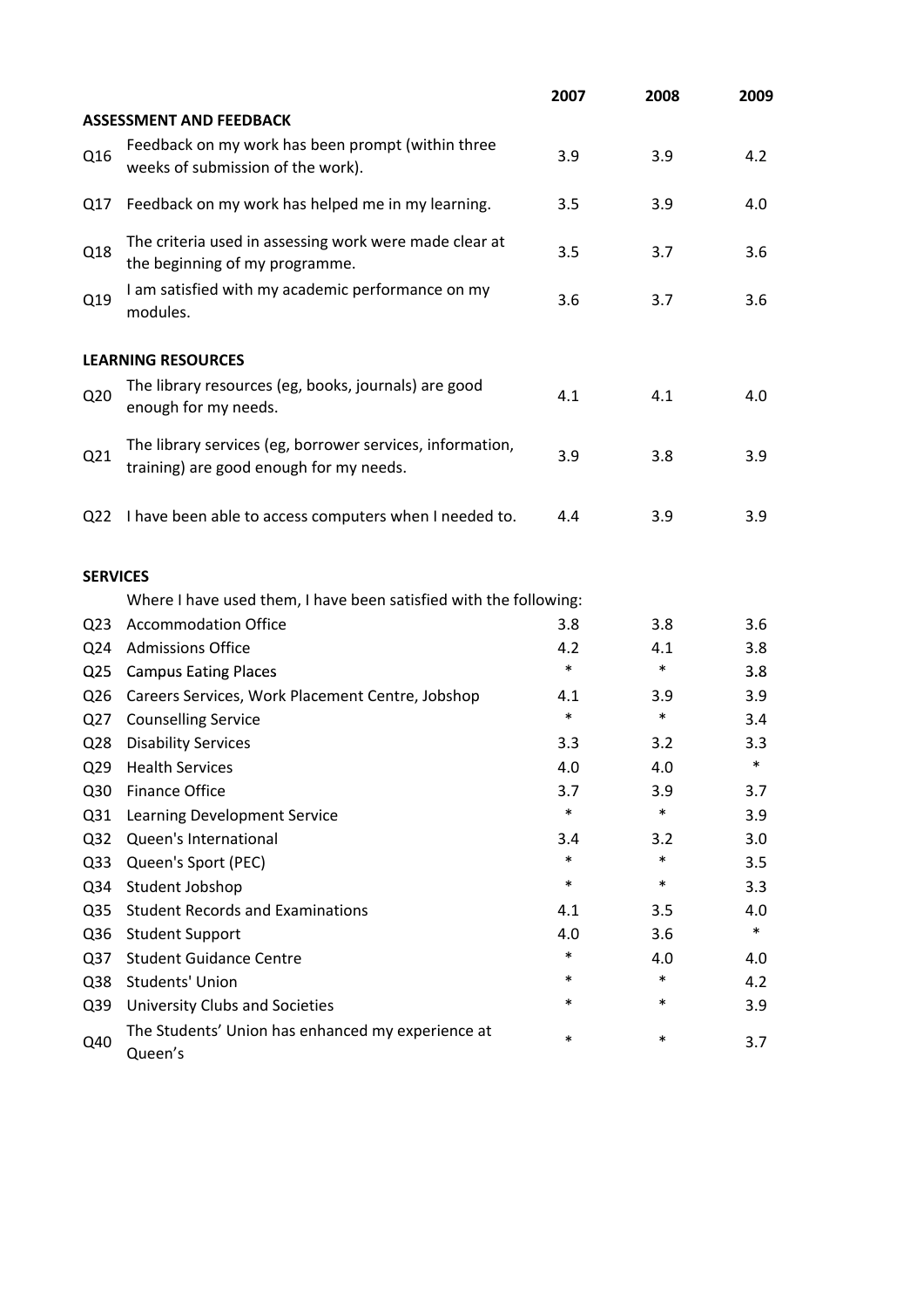| | | 2007 | 2008 | 2009 |
|---|---|---|---|---|
| **ASSESSMENT AND FEEDBACK** | | | | |
| Q16 | Feedback on my work has been prompt (within three weeks of submission of the work). | 3.9 | 3.9 | 4.2 |
| Q17 | Feedback on my work has helped me in my learning. | 3.5 | 3.9 | 4.0 |
| Q18 | The criteria used in assessing work were made clear at the beginning of my programme. | 3.5 | 3.7 | 3.6 |
| Q19 | I am satisfied with my academic performance on my modules. | 3.6 | 3.7 | 3.6 |
| **LEARNING RESOURCES** | | | | |
| Q20 | The library resources (eg, books, journals) are good enough for my needs. | 4.1 | 4.1 | 4.0 |
| Q21 | The library services (eg, borrower services, information, training) are good enough for my needs. | 3.9 | 3.8 | 3.9 |
| Q22 | I have been able to access computers when I needed to. | 4.4 | 3.9 | 3.9 |
| **SERVICES** | | | | |
| | Where I have used them, I have been satisfied with the following: | | | |
| Q23 | Accommodation Office | 3.8 | 3.8 | 3.6 |
| Q24 | Admissions Office | 4.2 | 4.1 | 3.8 |
| Q25 | Campus Eating Places | * | * | 3.8 |
| Q26 | Careers Services, Work Placement Centre, Jobshop | 4.1 | 3.9 | 3.9 |
| Q27 | Counselling Service | * | * | 3.4 |
| Q28 | Disability Services | 3.3 | 3.2 | 3.3 |
| Q29 | Health Services | 4.0 | 4.0 | * |
| Q30 | Finance Office | 3.7 | 3.9 | 3.7 |
| Q31 | Learning Development Service | * | * | 3.9 |
| Q32 | Queen's International | 3.4 | 3.2 | 3.0 |
| Q33 | Queen's Sport (PEC) | * | * | 3.5 |
| Q34 | Student Jobshop | * | * | 3.3 |
| Q35 | Student Records and Examinations | 4.1 | 3.5 | 4.0 |
| Q36 | Student Support | 4.0 | 3.6 | * |
| Q37 | Student Guidance Centre | * | 4.0 | 4.0 |
| Q38 | Students' Union | * | * | 4.2 |
| Q39 | University Clubs and Societies | * | * | 3.9 |
| Q40 | The Students' Union has enhanced my experience at Queen's | * | * | 3.7 |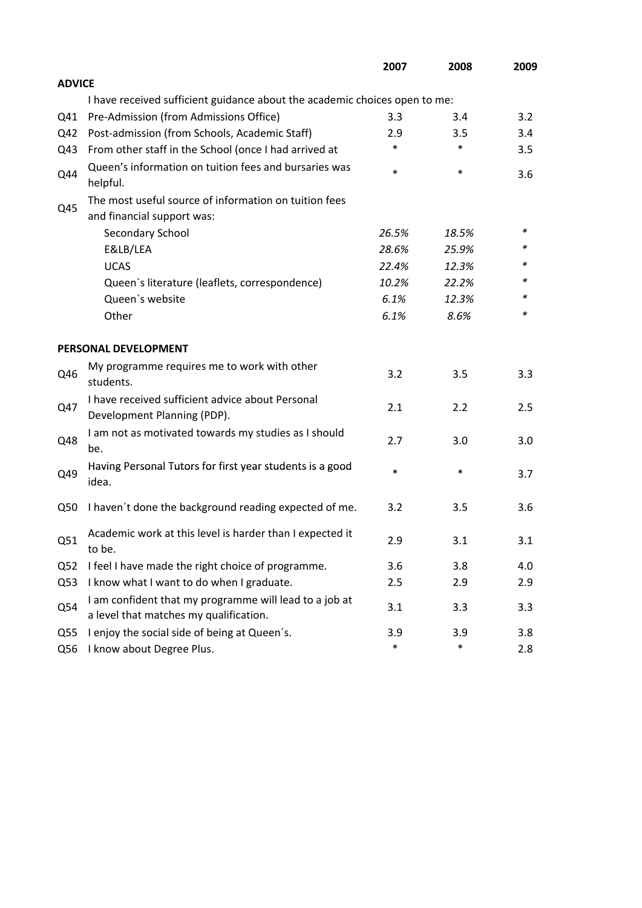| | | 2007 | 2008 | 2009 |
|---|---|---|---|---|
| **ADVICE** | | | | |
| | I have received sufficient guidance about the academic choices open to me: | | | |
| Q41 | Pre-Admission (from Admissions Office) | 3.3 | 3.4 | 3.2 |
| Q42 | Post-admission (from Schools, Academic Staff) | 2.9 | 3.5 | 3.4 |
| Q43 | From other staff in the School (once I had arrived at | * | * | 3.5 |
| Q44 | Queen's information on tuition fees and bursaries was helpful. | * | * | 3.6 |
| Q45 | The most useful source of information on tuition fees and financial support was: | | | |
| | Secondary School | *26.5%* | *18.5%* | * |
| | E&LB/LEA | *28.6%* | *25.9%* | * |
| | UCAS | *22.4%* | *12.3%* | * |
| | Queen`s literature (leaflets, correspondence) | *10.2%* | *22.2%* | * |
| | Queen`s website | *6.1%* | *12.3%* | * |
| | Other | *6.1%* | *8.6%* | * |
| **PERSONAL DEVELOPMENT** | | | | |
| Q46 | My programme requires me to work with other students. | 3.2 | 3.5 | 3.3 |
| Q47 | I have received sufficient advice about Personal Development Planning (PDP). | 2.1 | 2.2 | 2.5 |
| Q48 | I am not as motivated towards my studies as I should be. | 2.7 | 3.0 | 3.0 |
| Q49 | Having Personal Tutors for first year students is a good idea. | * | * | 3.7 |
| Q50 | I haven´t done the background reading expected of me. | 3.2 | 3.5 | 3.6 |
| Q51 | Academic work at this level is harder than I expected it to be. | 2.9 | 3.1 | 3.1 |
| Q52 | I feel I have made the right choice of programme. | 3.6 | 3.8 | 4.0 |
| Q53 | I know what I want to do when I graduate. | 2.5 | 2.9 | 2.9 |
| Q54 | I am confident that my programme will lead to a job at a level that matches my qualification. | 3.1 | 3.3 | 3.3 |
| Q55 | I enjoy the social side of being at Queen´s. | 3.9 | 3.9 | 3.8 |
| Q56 | I know about Degree Plus. | * | * | 2.8 |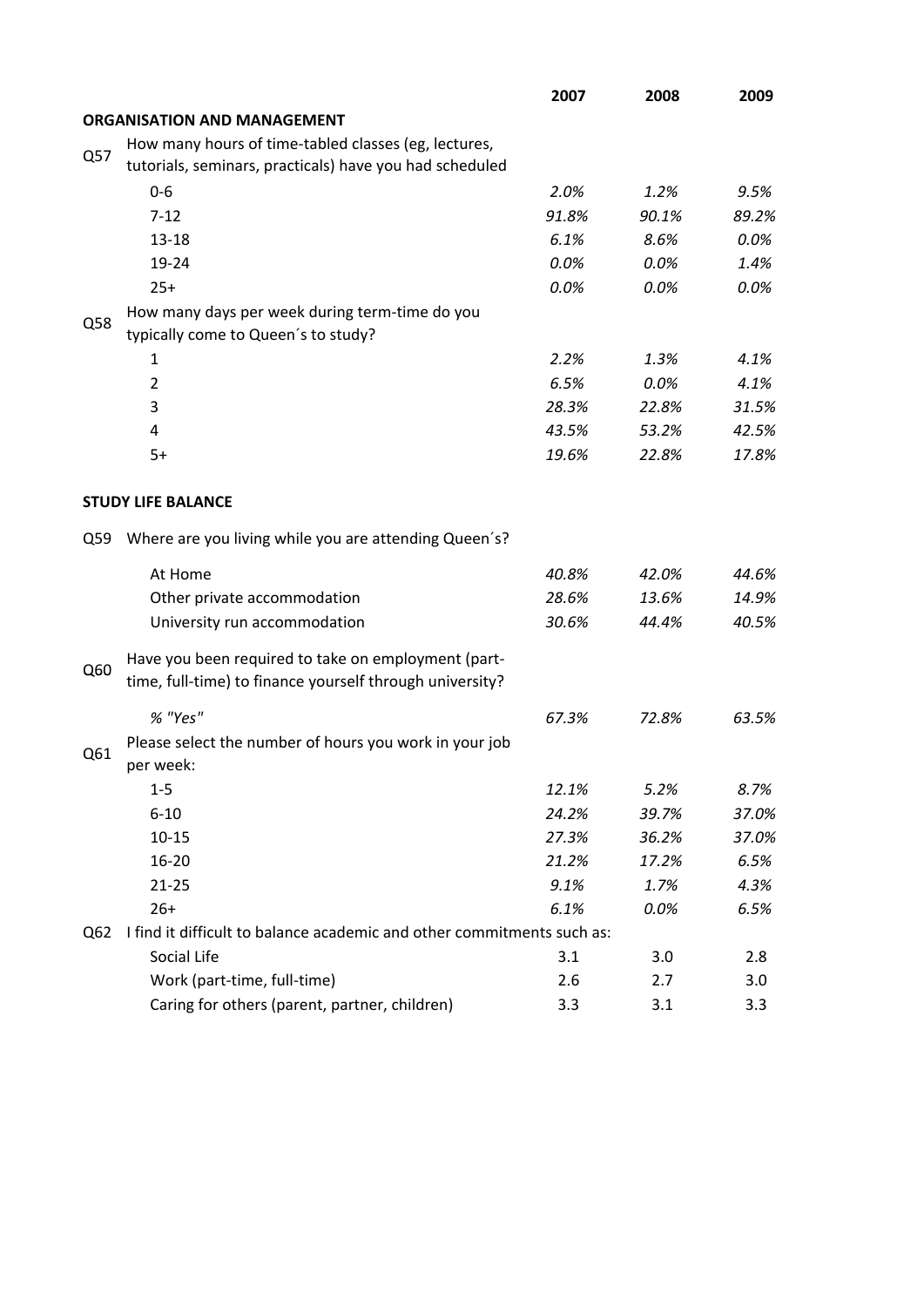| | | 2007 | 2008 | 2009 |
|---|---|---|---|---|
| | **ORGANISATION AND MANAGEMENT** | | | |
| Q57 | How many hours of time-tabled classes (eg, lectures, tutorials, seminars, practicals) have you had scheduled | | | |
| | 0-6 | *2.0%* | *1.2%* | *9.5%* |
| | 7-12 | *91.8%* | *90.1%* | *89.2%* |
| | 13-18 | *6.1%* | *8.6%* | *0.0%* |
| | 19-24 | *0.0%* | *0.0%* | *1.4%* |
| | 25+ | *0.0%* | *0.0%* | *0.0%* |
| Q58 | How many days per week during term-time do you typically come to Queen´s to study? | | | |
| | 1 | *2.2%* | *1.3%* | *4.1%* |
| | 2 | *6.5%* | *0.0%* | *4.1%* |
| | 3 | *28.3%* | *22.8%* | *31.5%* |
| | 4 | *43.5%* | *53.2%* | *42.5%* |
| | 5+ | *19.6%* | *22.8%* | *17.8%* |
| | **STUDY LIFE BALANCE** | | | |
| Q59 | Where are you living while you are attending Queen´s? | | | |
| | At Home | *40.8%* | *42.0%* | *44.6%* |
| | Other private accommodation | *28.6%* | *13.6%* | *14.9%* |
| | University run accommodation | *30.6%* | *44.4%* | *40.5%* |
| Q60 | Have you been required to take on employment (part-time, full-time) to finance yourself through university? | | | |
| | *% "Yes"* | *67.3%* | *72.8%* | *63.5%* |
| Q61 | Please select the number of hours you work in your job per week: | | | |
| | 1-5 | *12.1%* | *5.2%* | *8.7%* |
| | 6-10 | *24.2%* | *39.7%* | *37.0%* |
| | 10-15 | *27.3%* | *36.2%* | *37.0%* |
| | 16-20 | *21.2%* | *17.2%* | *6.5%* |
| | 21-25 | *9.1%* | *1.7%* | *4.3%* |
| | 26+ | *6.1%* | *0.0%* | *6.5%* |
| Q62 | I find it difficult to balance academic and other commitments such as: | | | |
| | Social Life | 3.1 | 3.0 | 2.8 |
| | Work (part-time, full-time) | 2.6 | 2.7 | 3.0 |
| | Caring for others (parent, partner, children) | 3.3 | 3.1 | 3.3 |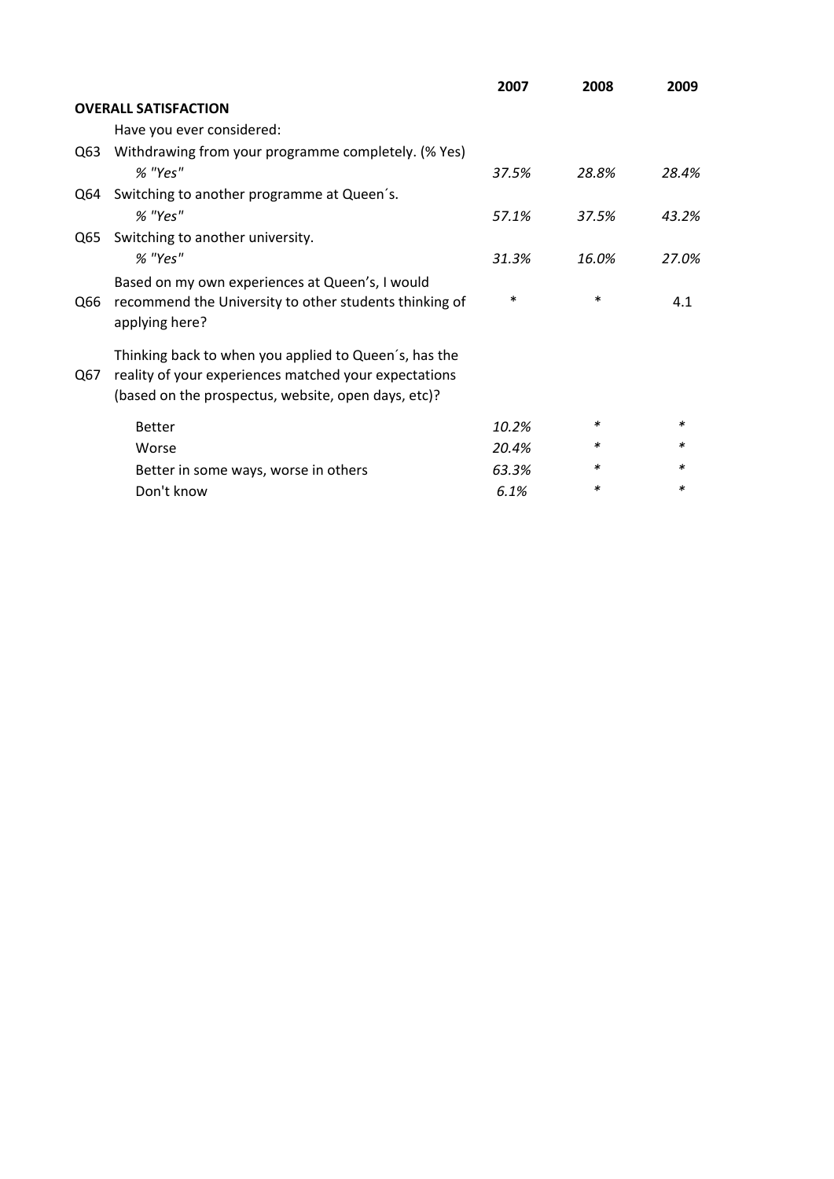| | | 2007 | 2008 | 2009 |
|---|---|---|---|---|
| **OVERALL SATISFACTION** | | | | |
| | Have you ever considered: | | | |
| Q63 | Withdrawing from your programme completely. (% Yes) | | | |
| | *% "Yes"* | *37.5%* | *28.8%* | *28.4%* |
| Q64 | Switching to another programme at Queen´s. | | | |
| | *% "Yes"* | *57.1%* | *37.5%* | *43.2%* |
| Q65 | Switching to another university. | | | |
| | *% "Yes"* | *31.3%* | *16.0%* | *27.0%* |
| Q66 | Based on my own experiences at Queen's, I would recommend the University to other students thinking of applying here? | * | * | 4.1 |
| Q67 | Thinking back to when you applied to Queen´s, has the reality of your experiences matched your expectations (based on the prospectus, website, open days, etc)? | | | |
| | Better | *10.2%* | * | * |
| | Worse | *20.4%* | * | * |
| | Better in some ways, worse in others | *63.3%* | * | * |
| | Don't know | *6.1%* | * | * |